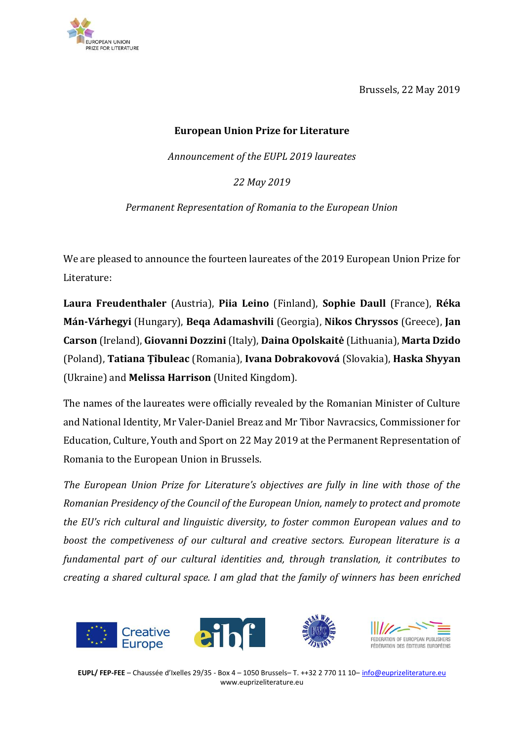Brussels, 22 May 2019

**European Union Prize for Literature**

*Announcement of the EUPL 2019 laureates*

*22 May 2019*

*Permanent Representation of Romania to the European Union*

We are pleased to announce the fourteen laureates of the 2019 European Union Prize for Literature:

**Laura Freudenthaler** (Austria), **Piia Leino** (Finland), **Sophie Daull** (France), **Réka Mán-Várhegyi** (Hungary), **Beqa Adamashvili** (Georgia), **Nikos Chryssos** (Greece), **Jan Carson** (Ireland), **Giovanni Dozzini** (Italy), **Daina Opolskaitė** (Lithuania), **Marta Dzido** (Poland), **Tatiana Țîbuleac** (Romania), **Ivana Dobrakovová** (Slovakia), **Haska Shyyan** (Ukraine) and **Melissa Harrison** (United Kingdom).

The names of the laureates were officially revealed by the Romanian Minister of Culture and National Identity, Mr Valer-Daniel Breaz and Mr Tibor Navracsics, Commissioner for Education, Culture, Youth and Sport on 22 May 2019 at the Permanent Representation of Romania to the European Union in Brussels.

*The European Union Prize for Literature's objectives are fully in line with those of the Romanian Presidency of the Council of the European Union, namely to protect and promote the EU's rich cultural and linguistic diversity, to foster common European values and to boost the competiveness of our cultural and creative sectors. European literature is a fundamental part of our cultural identities and, through translation, it contributes to creating a shared cultural space. I am glad that the family of winners has been enriched*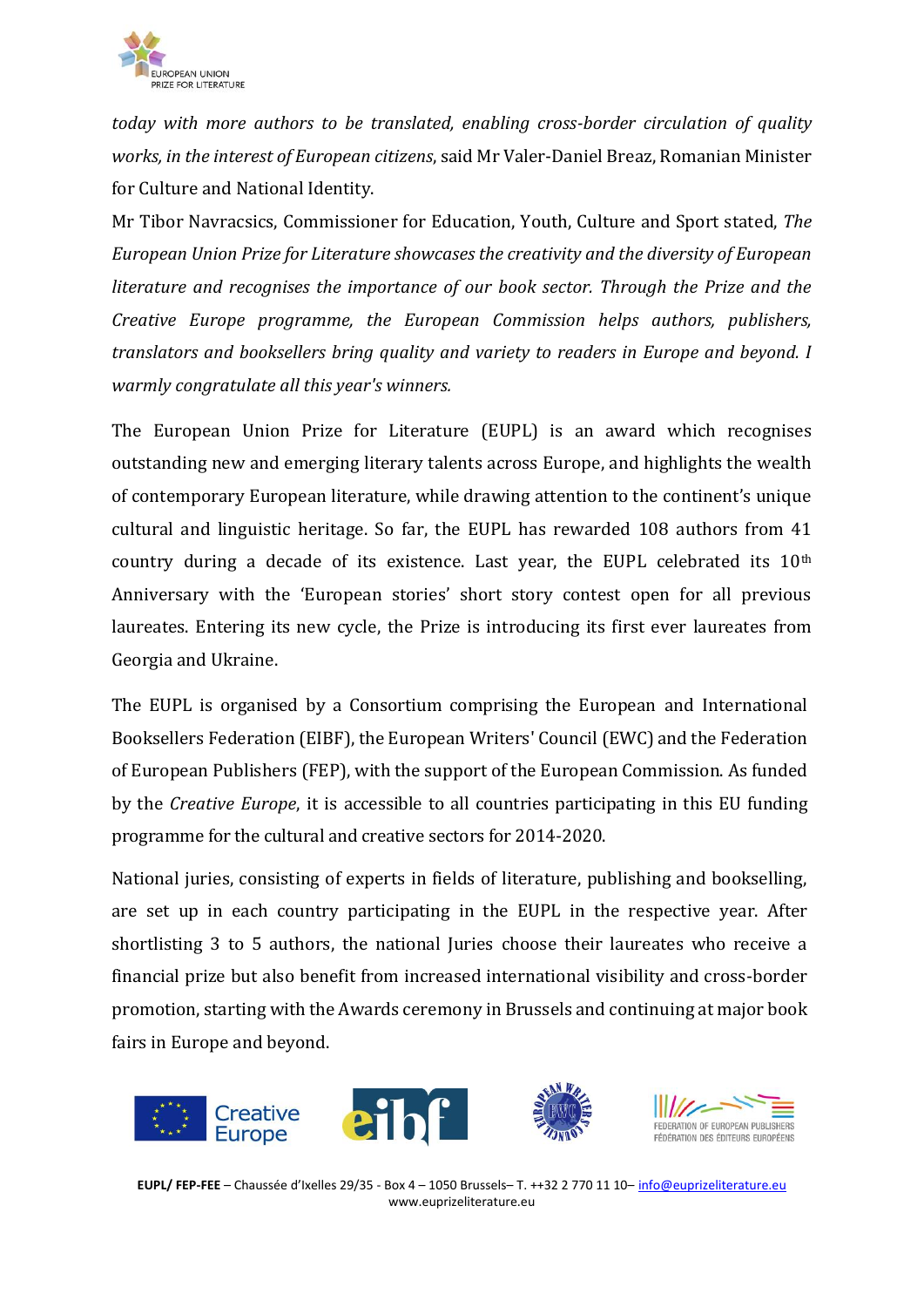*today with more authors to be translated, enabling cross-border circulation of quality works, in the interest of European citizens*, said Mr Valer-Daniel Breaz, Romanian Minister for Culture and National Identity.

Mr Tibor Navracsics, Commissioner for Education, Youth, Culture and Sport stated, *The European Union Prize for Literature showcases the creativity and the diversity of European literature and recognises the importance of our book sector. Through the Prize and the Creative Europe programme, the European Commission helps authors, publishers, translators and booksellers bring quality and variety to readers in Europe and beyond. I warmly congratulate all this year's winners.*

The European Union Prize for Literature (EUPL) is an award which recognises outstanding new and emerging literary talents across Europe, and highlights the wealth of contemporary European literature, while drawing attention to the continent's unique cultural and linguistic heritage. So far, the EUPL has rewarded 108 authors from 41 country during a decade of its existence. Last year, the EUPL celebrated its 10$^{th}$ Anniversary with the 'European stories' short story contest open for all previous laureates. Entering its new cycle, the Prize is introducing its first ever laureates from Georgia and Ukraine.

The EUPL is organised by a Consortium comprising the European and International Booksellers Federation (EIBF), the European Writers' Council (EWC) and the Federation of European Publishers (FEP), with the support of the European Commission. As funded by the *Creative Europe*, it is accessible to all countries participating in this EU funding programme for the cultural and creative sectors for 2014-2020.

National juries, consisting of experts in fields of literature, publishing and bookselling, are set up in each country participating in the EUPL in the respective year. After shortlisting 3 to 5 authors, the national Juries choose their laureates who receive a financial prize but also benefit from increased international visibility and cross-border promotion, starting with the Awards ceremony in Brussels and continuing at major book fairs in Europe and beyond.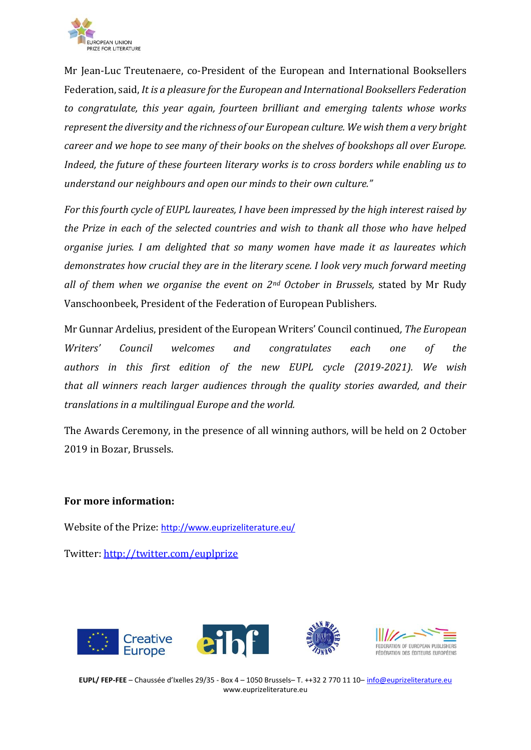Mr Jean-Luc Treutenaere, co-President of the European and International Booksellers Federation, said, *It is a pleasure for the European and International Booksellers Federation to congratulate, this year again, fourteen brilliant and emerging talents whose works represent the diversity and the richness of our European culture. We wish them a very bright career and we hope to see many of their books on the shelves of bookshops all over Europe. Indeed, the future of these fourteen literary works is to cross borders while enabling us to understand our neighbours and open our minds to their own culture."*

*For this fourth cycle of EUPL laureates, I have been impressed by the high interest raised by the Prize in each of the selected countries and wish to thank all those who have helped organise juries. I am delighted that so many women have made it as laureates which demonstrates how crucial they are in the literary scene. I look very much forward meeting all of them when we organise the event on 2nd October in Brussels,* stated by Mr Rudy Vanschoonbeek, President of the Federation of European Publishers.

Mr Gunnar Ardelius, president of the European Writers' Council continued, *The European Writers' Council welcomes and congratulates each one of the authors in this first edition of the new EUPL cycle (2019-2021). We wish that all winners reach larger audiences through the quality stories awarded, and their translations in a multilingual Europe and the world.*

The Awards Ceremony, in the presence of all winning authors, will be held on 2 October 2019 in Bozar, Brussels.

**For more information:**

Website of the Prize: http://www.euprizeliterature.eu/

Twitter: http://twitter.com/euplprize

**EUPL/ FEP-FEE** – Chaussée d'Ixelles 29/35 - Box 4 – 1050 Brussels– T. ++32 2 770 11 10– info@euprizeliterature.eu
www.euprizeliterature.eu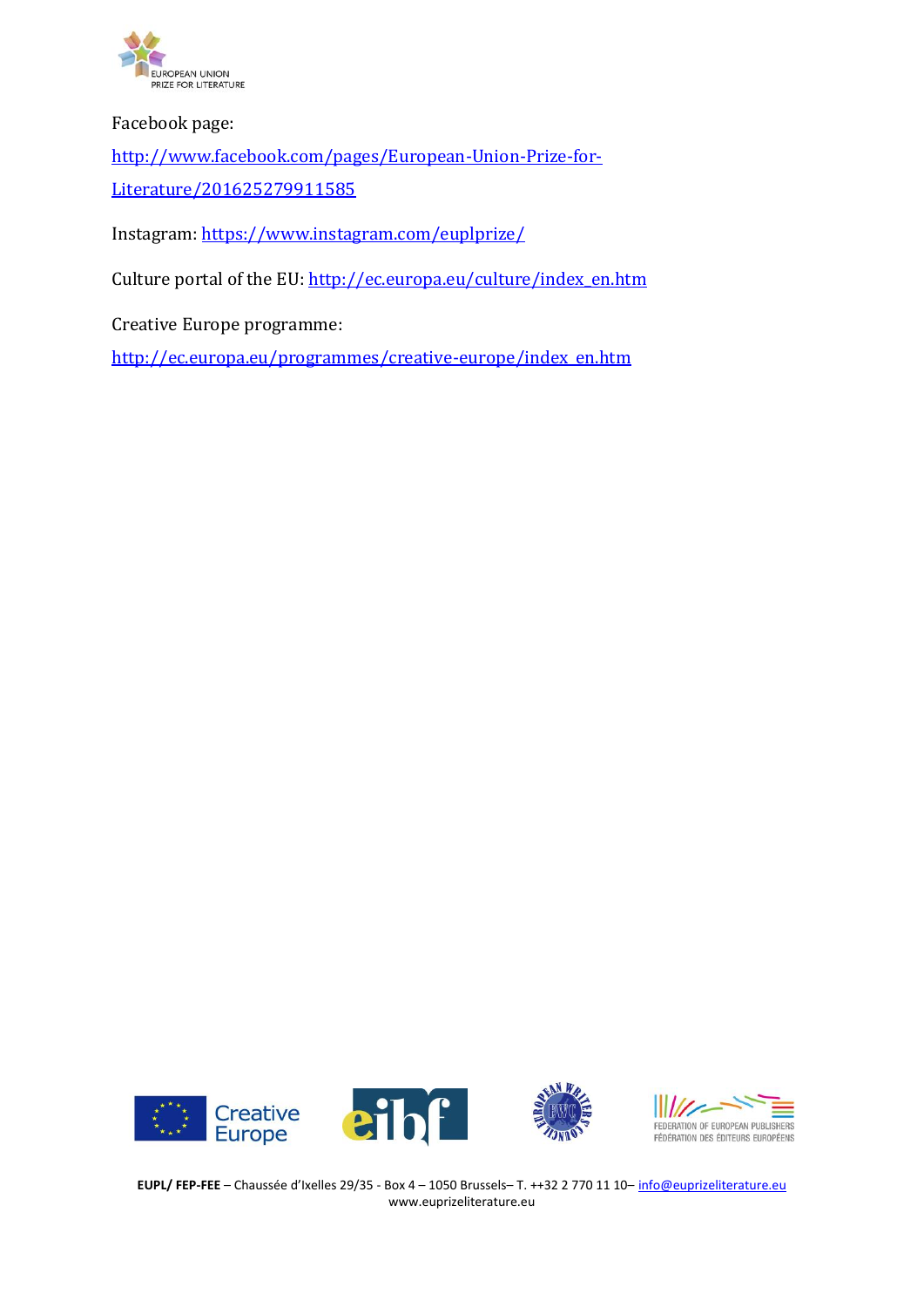Facebook page:

http://www.facebook.com/pages/European-Union-Prize-for-Literature/201625279911585

Instagram: https://www.instagram.com/euplprize/

Culture portal of the EU: http://ec.europa.eu/culture/index_en.htm

Creative Europe programme:

http://ec.europa.eu/programmes/creative-europe/index_en.htm

**EUPL/ FEP-FEE** – Chaussée d'Ixelles 29/35 - Box 4 – 1050 Brussels– T. ++32 2 770 11 10– info@euprizeliterature.eu
www.euprizeliterature.eu